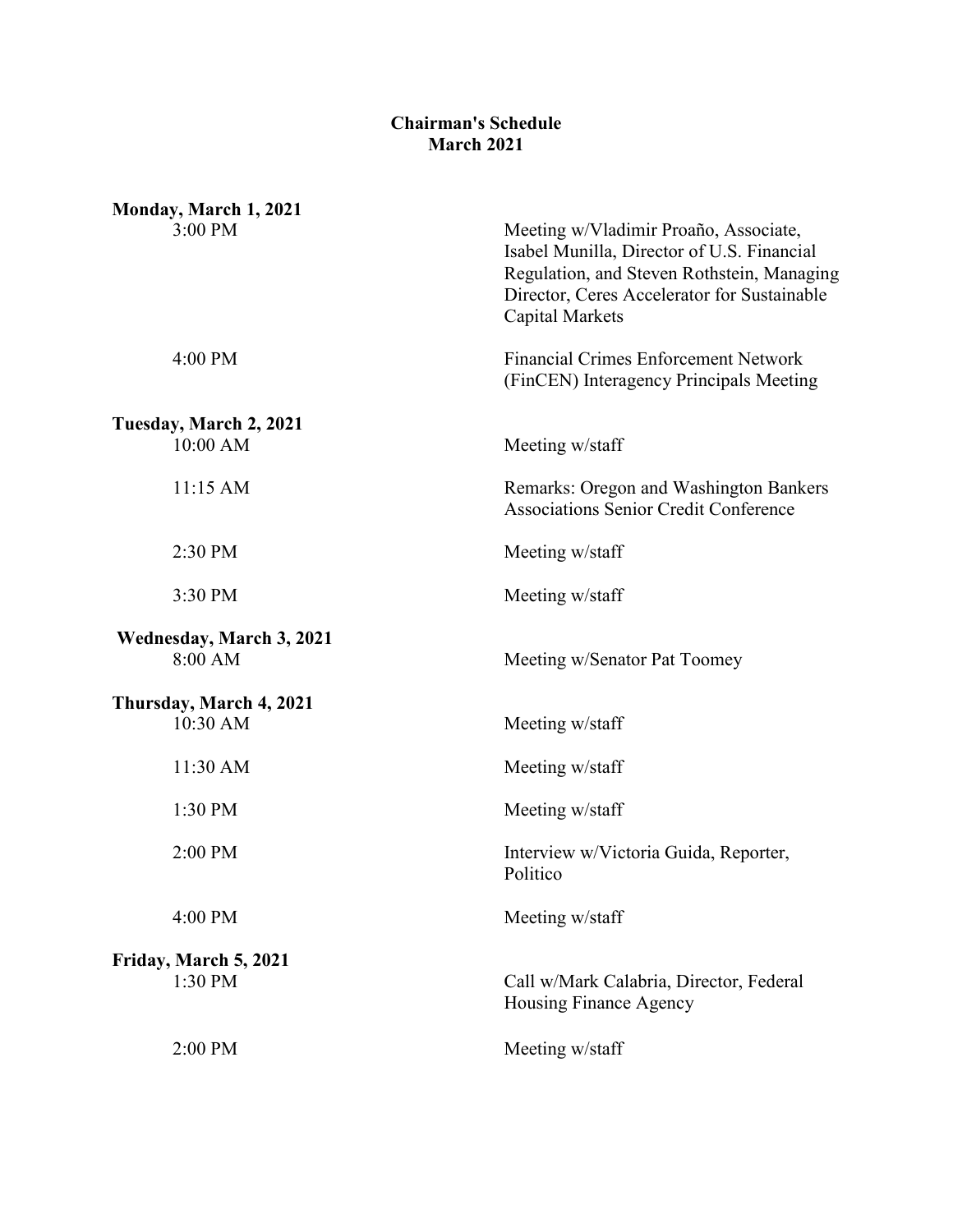# Chairman's Schedule
## March 2021

**Monday, March 1, 2021**

| | |
|---|---|
| 3:00 PM | Meeting w/Vladimir Proaño, Associate, Isabel Munilla, Director of U.S. Financial Regulation, and Steven Rothstein, Managing Director, Ceres Accelerator for Sustainable Capital Markets |
| 4:00 PM | Financial Crimes Enforcement Network (FinCEN) Interagency Principals Meeting |

**Tuesday, March 2, 2021**

| | |
|---|---|
| 10:00 AM | Meeting w/staff |
| 11:15 AM | Remarks: Oregon and Washington Bankers Associations Senior Credit Conference |
| 2:30 PM | Meeting w/staff |
| 3:30 PM | Meeting w/staff |

**Wednesday, March 3, 2021**

| | |
|---|---|
| 8:00 AM | Meeting w/Senator Pat Toomey |

**Thursday, March 4, 2021**

| | |
|---|---|
| 10:30 AM | Meeting w/staff |
| 11:30 AM | Meeting w/staff |
| 1:30 PM | Meeting w/staff |
| 2:00 PM | Interview w/Victoria Guida, Reporter, Politico |
| 4:00 PM | Meeting w/staff |

**Friday, March 5, 2021**

| | |
|---|---|
| 1:30 PM | Call w/Mark Calabria, Director, Federal Housing Finance Agency |
| 2:00 PM | Meeting w/staff |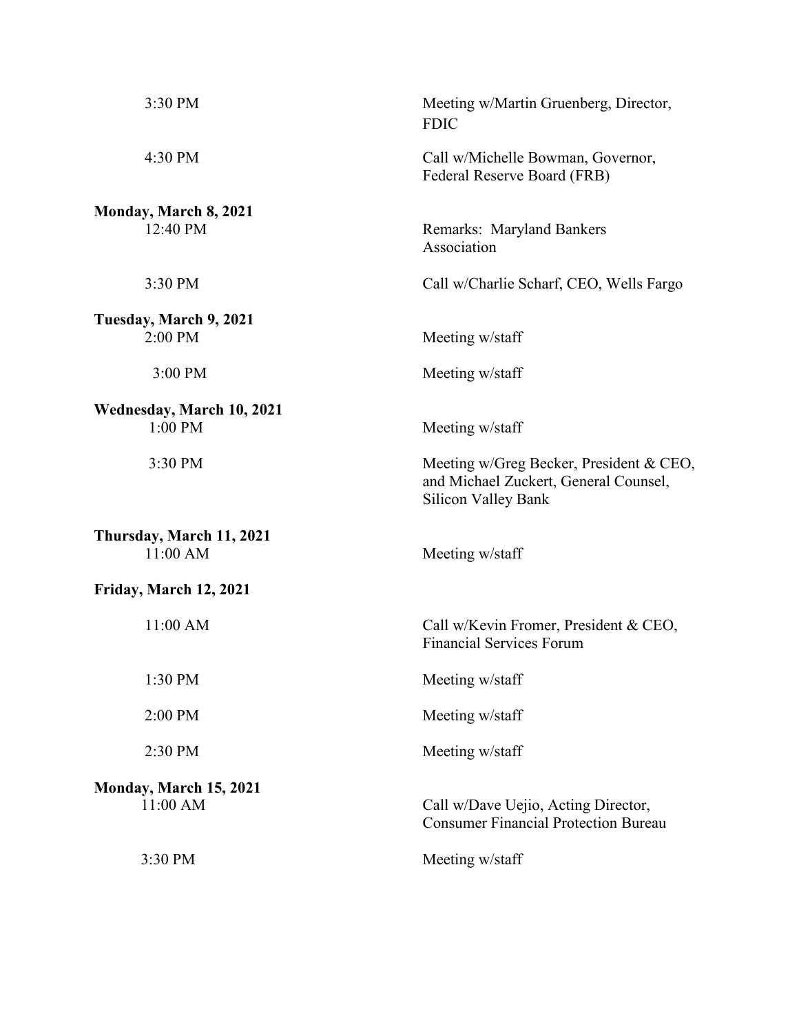| | |
|---|---|
| 3:30 PM | Meeting w/Martin Gruenberg, Director, FDIC |
| 4:30 PM | Call w/Michelle Bowman, Governor, Federal Reserve Board (FRB) |
| **Monday, March 8, 2021** | |
| 12:40 PM | Remarks: Maryland Bankers Association |
| 3:30 PM | Call w/Charlie Scharf, CEO, Wells Fargo |
| **Tuesday, March 9, 2021** | |
| 2:00 PM | Meeting w/staff |
| 3:00 PM | Meeting w/staff |
| **Wednesday, March 10, 2021** | |
| 1:00 PM | Meeting w/staff |
| 3:30 PM | Meeting w/Greg Becker, President & CEO, and Michael Zuckert, General Counsel, Silicon Valley Bank |
| **Thursday, March 11, 2021** | |
| 11:00 AM | Meeting w/staff |
| **Friday, March 12, 2021** | |
| 11:00 AM | Call w/Kevin Fromer, President & CEO, Financial Services Forum |
| 1:30 PM | Meeting w/staff |
| 2:00 PM | Meeting w/staff |
| 2:30 PM | Meeting w/staff |
| **Monday, March 15, 2021** | |
| 11:00 AM | Call w/Dave Uejio, Acting Director, Consumer Financial Protection Bureau |
| 3:30 PM | Meeting w/staff |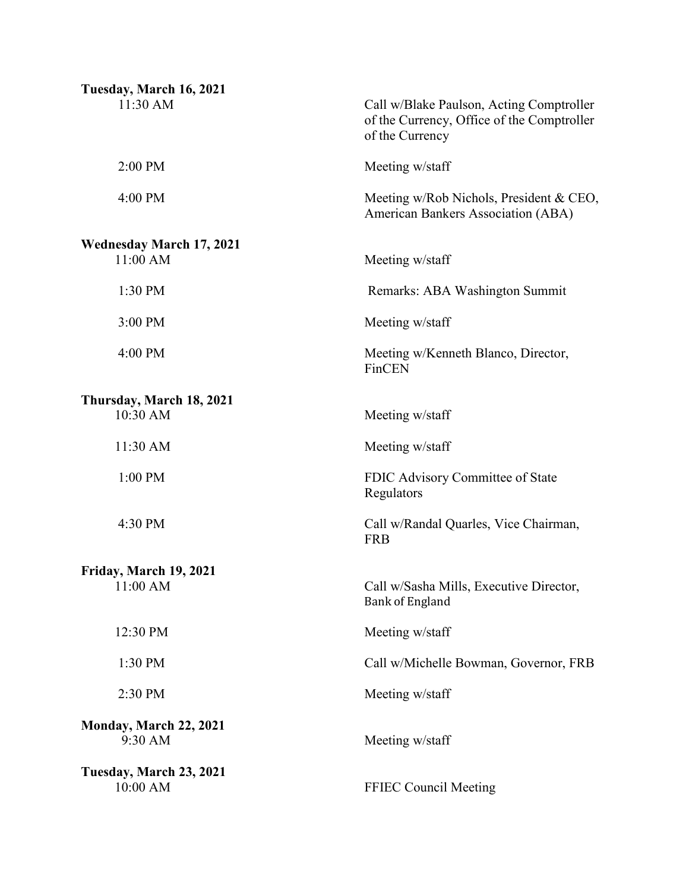**Tuesday, March 16, 2021**

| | |
|---|---|
| 11:30 AM | Call w/Blake Paulson, Acting Comptroller of the Currency, Office of the Comptroller of the Currency |
| 2:00 PM | Meeting w/staff |
| 4:00 PM | Meeting w/Rob Nichols, President & CEO, American Bankers Association (ABA) |

**Wednesday March 17, 2021**

| | |
|---|---|
| 11:00 AM | Meeting w/staff |
| 1:30 PM | Remarks: ABA Washington Summit |
| 3:00 PM | Meeting w/staff |
| 4:00 PM | Meeting w/Kenneth Blanco, Director, FinCEN |

**Thursday, March 18, 2021**

| | |
|---|---|
| 10:30 AM | Meeting w/staff |
| 11:30 AM | Meeting w/staff |
| 1:00 PM | FDIC Advisory Committee of State Regulators |
| 4:30 PM | Call w/Randal Quarles, Vice Chairman, FRB |

**Friday, March 19, 2021**

| | |
|---|---|
| 11:00 AM | Call w/Sasha Mills, Executive Director, Bank of England |
| 12:30 PM | Meeting w/staff |
| 1:30 PM | Call w/Michelle Bowman, Governor, FRB |
| 2:30 PM | Meeting w/staff |

**Monday, March 22, 2021**

| | |
|---|---|
| 9:30 AM | Meeting w/staff |

**Tuesday, March 23, 2021**

| | |
|---|---|
| 10:00 AM | FFIEC Council Meeting |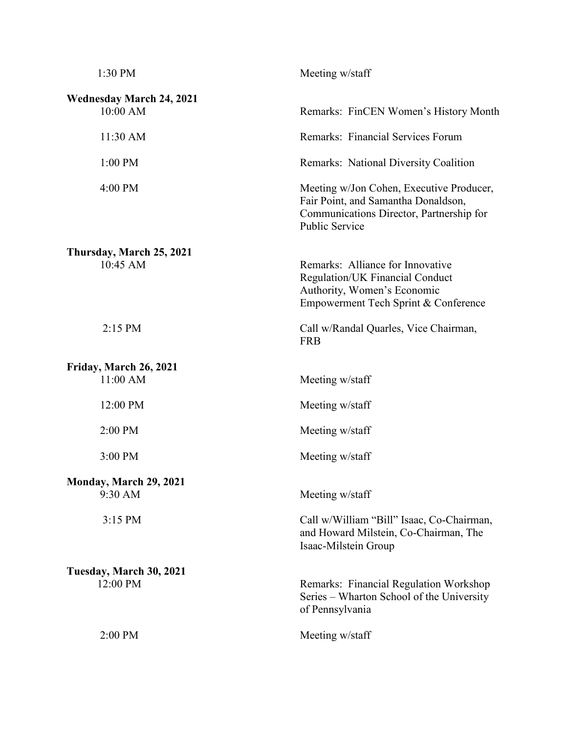| | |
|---|---|
| 1:30 PM | Meeting w/staff |
| **Wednesday March 24, 2021** | |
| 10:00 AM | Remarks: FinCEN Women's History Month |
| 11:30 AM | Remarks: Financial Services Forum |
| 1:00 PM | Remarks: National Diversity Coalition |
| 4:00 PM | Meeting w/Jon Cohen, Executive Producer, Fair Point, and Samantha Donaldson, Communications Director, Partnership for Public Service |
| **Thursday, March 25, 2021** | |
| 10:45 AM | Remarks: Alliance for Innovative Regulation/UK Financial Conduct Authority, Women's Economic Empowerment Tech Sprint & Conference |
| 2:15 PM | Call w/Randal Quarles, Vice Chairman, FRB |
| **Friday, March 26, 2021** | |
| 11:00 AM | Meeting w/staff |
| 12:00 PM | Meeting w/staff |
| 2:00 PM | Meeting w/staff |
| 3:00 PM | Meeting w/staff |
| **Monday, March 29, 2021** | |
| 9:30 AM | Meeting w/staff |
| 3:15 PM | Call w/William "Bill" Isaac, Co-Chairman, and Howard Milstein, Co-Chairman, The Isaac-Milstein Group |
| **Tuesday, March 30, 2021** | |
| 12:00 PM | Remarks: Financial Regulation Workshop Series – Wharton School of the University of Pennsylvania |
| 2:00 PM | Meeting w/staff |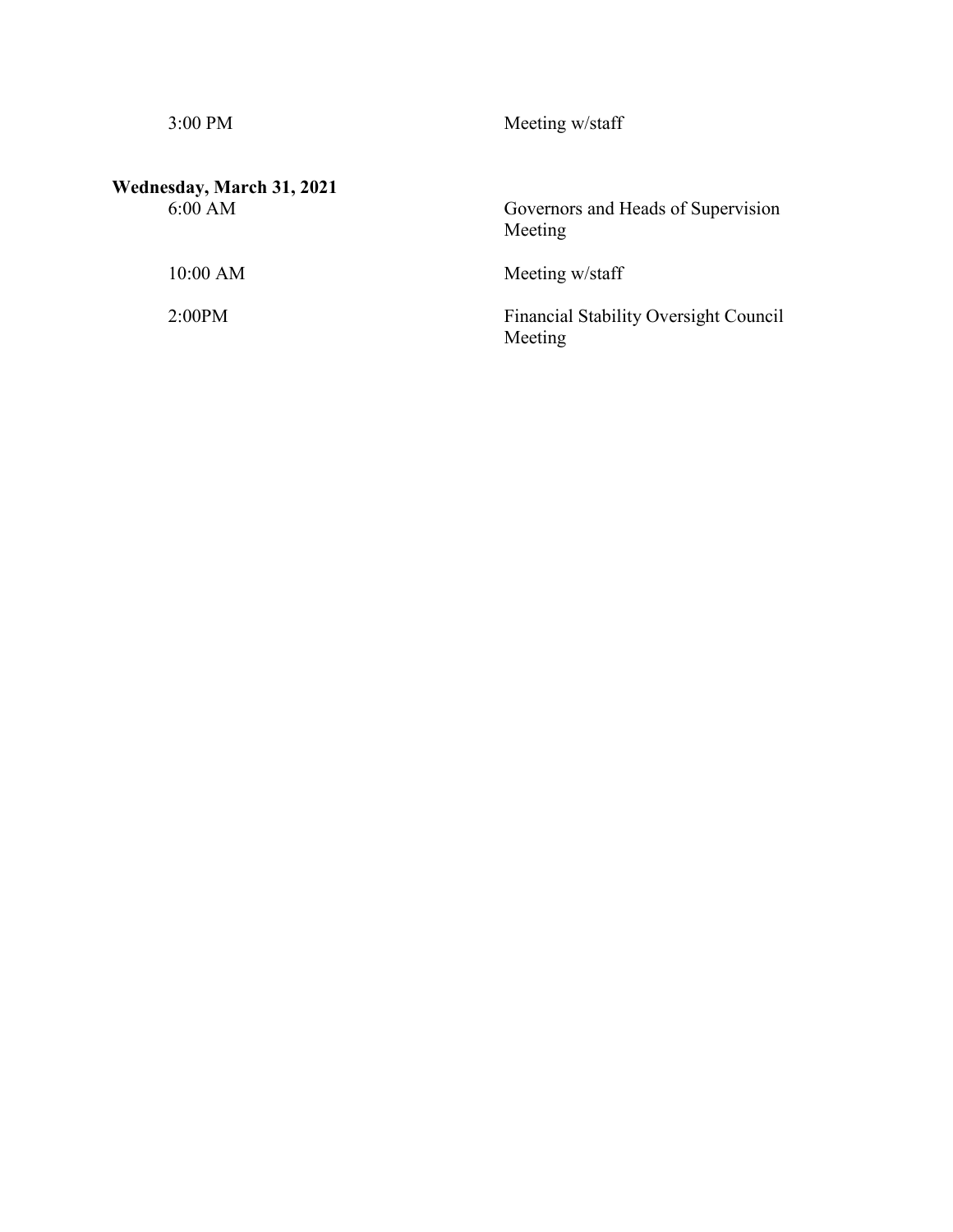| | |
|---|---|
| 3:00 PM | Meeting w/staff |

**Wednesday, March 31, 2021**

| | |
|---|---|
| 6:00 AM | Governors and Heads of Supervision Meeting |
| 10:00 AM | Meeting w/staff |
| 2:00PM | Financial Stability Oversight Council Meeting |